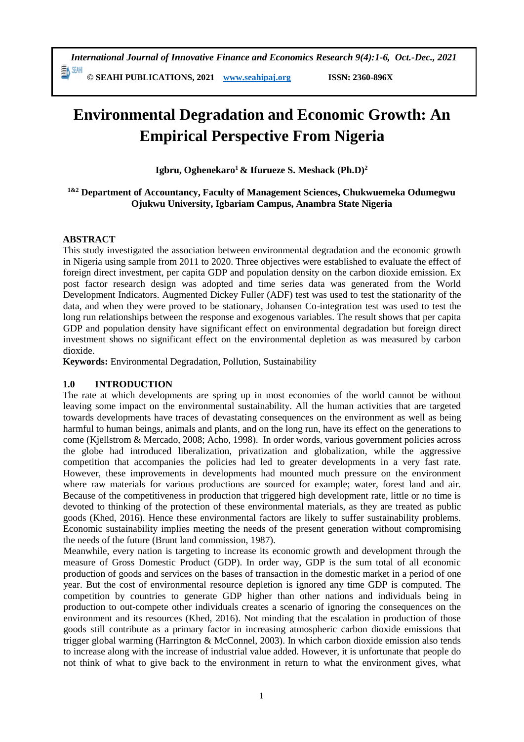# Environmental Degradation and Economic Growth: An Empirical Perspective From Nigeria

**Igbru, Oghenekaro[1] & Ifurueze S. Meshack (Ph.D)[2]**

**[1&2] Department of Accountancy, Faculty of Management Sciences, Chukwuemeka Odumegwu Ojukwu University, Igbariam Campus, Anambra State Nigeria**

## ABSTRACT

This study investigated the association between environmental degradation and the economic growth in Nigeria using sample from 2011 to 2020. Three objectives were established to evaluate the effect of foreign direct investment, per capita GDP and population density on the carbon dioxide emission. Ex post factor research design was adopted and time series data was generated from the World Development Indicators. Augmented Dickey Fuller (ADF) test was used to test the stationarity of the data, and when they were proved to be stationary, Johansen Co-integration test was used to test the long run relationships between the response and exogenous variables. The result shows that per capita GDP and population density have significant effect on environmental degradation but foreign direct investment shows no significant effect on the environmental depletion as was measured by carbon dioxide.

**Keywords:** Environmental Degradation, Pollution, Sustainability

## 1.0 INTRODUCTION

The rate at which developments are spring up in most economies of the world cannot be without leaving some impact on the environmental sustainability. All the human activities that are targeted towards developments have traces of devastating consequences on the environment as well as being harmful to human beings, animals and plants, and on the long run, have its effect on the generations to come (Kjellstrom & Mercado, 2008; Acho, 1998). In order words, various government policies across the globe had introduced liberalization, privatization and globalization, while the aggressive competition that accompanies the policies had led to greater developments in a very fast rate. However, these improvements in developments had mounted much pressure on the environment where raw materials for various productions are sourced for example; water, forest land and air. Because of the competitiveness in production that triggered high development rate, little or no time is devoted to thinking of the protection of these environmental materials, as they are treated as public goods (Khed, 2016). Hence these environmental factors are likely to suffer sustainability problems. Economic sustainability implies meeting the needs of the present generation without compromising the needs of the future (Brunt land commission, 1987).

Meanwhile, every nation is targeting to increase its economic growth and development through the measure of Gross Domestic Product (GDP). In order way, GDP is the sum total of all economic production of goods and services on the bases of transaction in the domestic market in a period of one year. But the cost of environmental resource depletion is ignored any time GDP is computed. The competition by countries to generate GDP higher than other nations and individuals being in production to out-compete other individuals creates a scenario of ignoring the consequences on the environment and its resources (Khed, 2016). Not minding that the escalation in production of those goods still contribute as a primary factor in increasing atmospheric carbon dioxide emissions that trigger global warming (Harrington & McConnel, 2003). In which carbon dioxide emission also tends to increase along with the increase of industrial value added. However, it is unfortunate that people do not think of what to give back to the environment in return to what the environment gives, what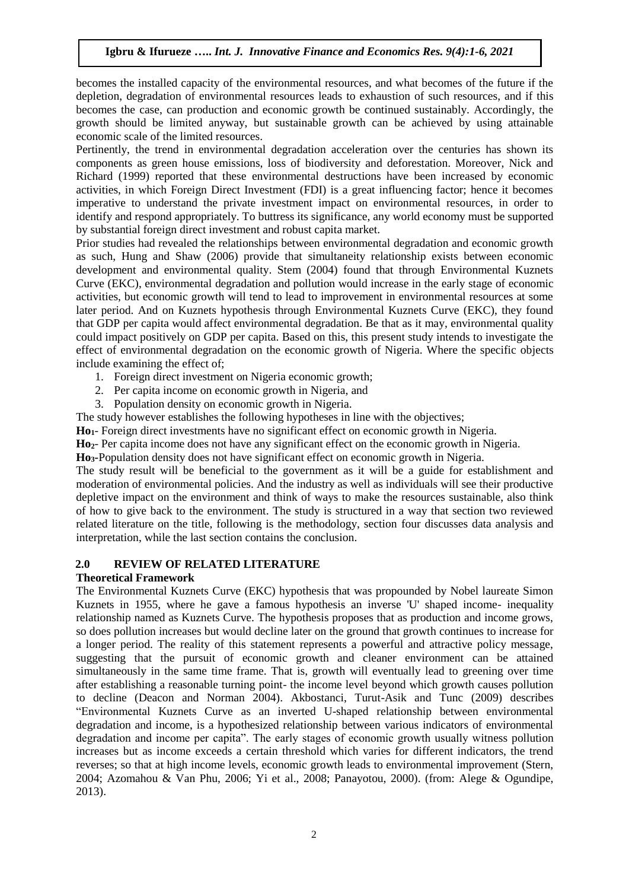becomes the installed capacity of the environmental resources, and what becomes of the future if the depletion, degradation of environmental resources leads to exhaustion of such resources, and if this becomes the case, can production and economic growth be continued sustainably. Accordingly, the growth should be limited anyway, but sustainable growth can be achieved by using attainable economic scale of the limited resources.

Pertinently, the trend in environmental degradation acceleration over the centuries has shown its components as green house emissions, loss of biodiversity and deforestation. Moreover, Nick and Richard (1999) reported that these environmental destructions have been increased by economic activities, in which Foreign Direct Investment (FDI) is a great influencing factor; hence it becomes imperative to understand the private investment impact on environmental resources, in order to identify and respond appropriately. To buttress its significance, any world economy must be supported by substantial foreign direct investment and robust capita market.

Prior studies had revealed the relationships between environmental degradation and economic growth as such, Hung and Shaw (2006) provide that simultaneity relationship exists between economic development and environmental quality. Stem (2004) found that through Environmental Kuznets Curve (EKC), environmental degradation and pollution would increase in the early stage of economic activities, but economic growth will tend to lead to improvement in environmental resources at some later period. And on Kuznets hypothesis through Environmental Kuznets Curve (EKC), they found that GDP per capita would affect environmental degradation. Be that as it may, environmental quality could impact positively on GDP per capita. Based on this, this present study intends to investigate the effect of environmental degradation on the economic growth of Nigeria. Where the specific objects include examining the effect of;

1. Foreign direct investment on Nigeria economic growth;
2. Per capita income on economic growth in Nigeria, and
3. Population density on economic growth in Nigeria.

The study however establishes the following hypotheses in line with the objectives;

**Ho$_1$**- Foreign direct investments have no significant effect on economic growth in Nigeria.

**Ho$_2$**- Per capita income does not have any significant effect on the economic growth in Nigeria.

**Ho$_3$**-Population density does not have significant effect on economic growth in Nigeria.

The study result will be beneficial to the government as it will be a guide for establishment and moderation of environmental policies. And the industry as well as individuals will see their productive depletive impact on the environment and think of ways to make the resources sustainable, also think of how to give back to the environment. The study is structured in a way that section two reviewed related literature on the title, following is the methodology, section four discusses data analysis and interpretation, while the last section contains the conclusion.

## 2.0 REVIEW OF RELATED LITERATURE

### Theoretical Framework

The Environmental Kuznets Curve (EKC) hypothesis that was propounded by Nobel laureate Simon Kuznets in 1955, where he gave a famous hypothesis an inverse 'U' shaped income- inequality relationship named as Kuznets Curve. The hypothesis proposes that as production and income grows, so does pollution increases but would decline later on the ground that growth continues to increase for a longer period. The reality of this statement represents a powerful and attractive policy message, suggesting that the pursuit of economic growth and cleaner environment can be attained simultaneously in the same time frame. That is, growth will eventually lead to greening over time after establishing a reasonable turning point- the income level beyond which growth causes pollution to decline (Deacon and Norman 2004). Akbostanci, Turut-Asik and Tunc (2009) describes "Environmental Kuznets Curve as an inverted U-shaped relationship between environmental degradation and income, is a hypothesized relationship between various indicators of environmental degradation and income per capita". The early stages of economic growth usually witness pollution increases but as income exceeds a certain threshold which varies for different indicators, the trend reverses; so that at high income levels, economic growth leads to environmental improvement (Stern, 2004; Azomahou & Van Phu, 2006; Yi et al., 2008; Panayotou, 2000). (from: Alege & Ogundipe, 2013).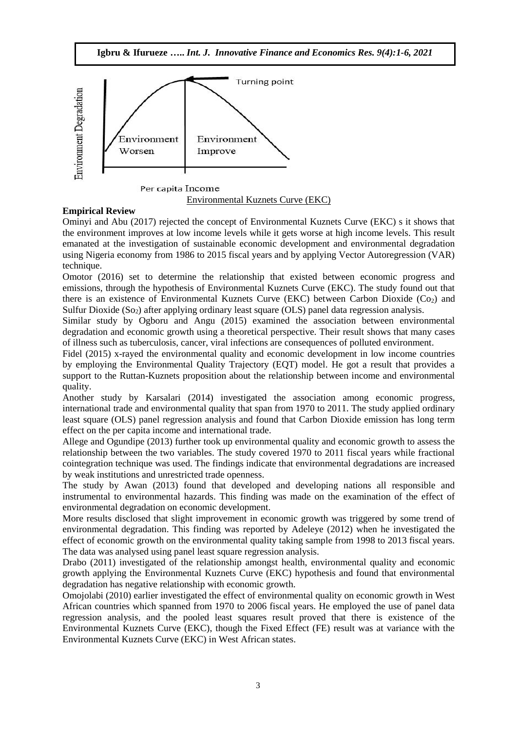Environment Degradation

Turning point

Environment Worsen

Environment Improve

Per capita Income

Environmental Kuznets Curve (EKC)

**Empirical Review**

Ominyi and Abu (2017) rejected the concept of Environmental Kuznets Curve (EKC) s it shows that the environment improves at low income levels while it gets worse at high income levels. This result emanated at the investigation of sustainable economic development and environmental degradation using Nigeria economy from 1986 to 2015 fiscal years and by applying Vector Autoregression (VAR) technique.

Omotor (2016) set to determine the relationship that existed between economic progress and emissions, through the hypothesis of Environmental Kuznets Curve (EKC). The study found out that there is an existence of Environmental Kuznets Curve (EKC) between Carbon Dioxide ($Co_2$) and Sulfur Dioxide ($So_2$) after applying ordinary least square (OLS) panel data regression analysis.

Similar study by Ogboru and Angu (2015) examined the association between environmental degradation and economic growth using a theoretical perspective. Their result shows that many cases of illness such as tuberculosis, cancer, viral infections are consequences of polluted environment.

Fidel (2015) x-rayed the environmental quality and economic development in low income countries by employing the Environmental Quality Trajectory (EQT) model. He got a result that provides a support to the Ruttan-Kuznets proposition about the relationship between income and environmental quality.

Another study by Karsalari (2014) investigated the association among economic progress, international trade and environmental quality that span from 1970 to 2011. The study applied ordinary least square (OLS) panel regression analysis and found that Carbon Dioxide emission has long term effect on the per capita income and international trade.

Allege and Ogundipe (2013) further took up environmental quality and economic growth to assess the relationship between the two variables. The study covered 1970 to 2011 fiscal years while fractional cointegration technique was used. The findings indicate that environmental degradations are increased by weak institutions and unrestricted trade openness.

The study by Awan (2013) found that developed and developing nations all responsible and instrumental to environmental hazards. This finding was made on the examination of the effect of environmental degradation on economic development.

More results disclosed that slight improvement in economic growth was triggered by some trend of environmental degradation. This finding was reported by Adeleye (2012) when he investigated the effect of economic growth on the environmental quality taking sample from 1998 to 2013 fiscal years. The data was analysed using panel least square regression analysis.

Drabo (2011) investigated of the relationship amongst health, environmental quality and economic growth applying the Environmental Kuznets Curve (EKC) hypothesis and found that environmental degradation has negative relationship with economic growth.

Omojolabi (2010) earlier investigated the effect of environmental quality on economic growth in West African countries which spanned from 1970 to 2006 fiscal years. He employed the use of panel data regression analysis, and the pooled least squares result proved that there is existence of the Environmental Kuznets Curve (EKC), though the Fixed Effect (FE) result was at variance with the Environmental Kuznets Curve (EKC) in West African states.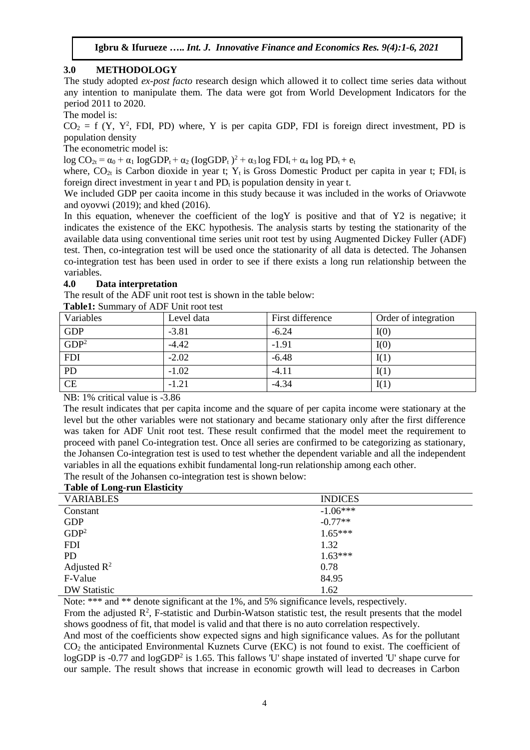## 3.0 METHODOLOGY

The study adopted *ex-post facto* research design which allowed it to collect time series data without any intention to manipulate them. The data were got from World Development Indicators for the period 2011 to 2020.

The model is:

$CO_2 = f(Y, Y^2, FDI, PD)$ where, Y is per capita GDP, FDI is foreign direct investment, PD is population density

The econometric model is:

$\log CO_{2t} = \alpha_0 + \alpha_1 \text{IogGDP}_t + \alpha_2 (\text{IogGDP}_t)^2 + \alpha_3 \log FDI_t + \alpha_4 \log PD_t + e_t$

where, $CO_{2t}$ is Carbon dioxide in year t; $Y_t$ is Gross Domestic Product per capita in year t; $FDI_t$ is foreign direct investment in year t and $PD_t$ is population density in year t.

We included GDP per caoita income in this study because it was included in the works of Oriavwote and oyovwi (2019); and khed (2016).

In this equation, whenever the coefficient of the logY is positive and that of Y2 is negative; it indicates the existence of the EKC hypothesis. The analysis starts by testing the stationarity of the available data using conventional time series unit root test by using Augmented Dickey Fuller (ADF) test. Then, co-integration test will be used once the stationarity of all data is detected. The Johansen co-integration test has been used in order to see if there exists a long run relationship between the variables.

## 4.0 Data interpretation

The result of the ADF unit root test is shown in the table below:

**Table1:** Summary of ADF Unit root test

| Variables | Level data | First difference | Order of integration |
|---|---|---|---|
| GDP | -3.81 | -6.24 | I(0) |
| $GDP^2$ | -4.42 | -1.91 | I(0) |
| FDI | -2.02 | -6.48 | I(1) |
| PD | -1.02 | -4.11 | I(1) |
| CE | -1.21 | -4.34 | I(1) |

NB: 1% critical value is -3.86

The result indicates that per capita income and the square of per capita income were stationary at the level but the other variables were not stationary and became stationary only after the first difference was taken for ADF Unit root test. These result confirmed that the model meet the requirement to proceed with panel Co-integration test. Once all series are confirmed to be categorizing as stationary, the Johansen Co-integration test is used to test whether the dependent variable and all the independent variables in all the equations exhibit fundamental long-run relationship among each other.

The result of the Johansen co-integration test is shown below:

**Table of Long-run Elasticity**

| VARIABLES | INDICES |
|---|---|
| Constant | -1.06*** |
| GDP | -0.77** |
| $GDP^2$ | 1.65*** |
| FDI | 1.32 |
| PD | 1.63*** |
| Adjusted $R^2$ | 0.78 |
| F-Value | 84.95 |
| DW Statistic | 1.62 |

Note: *** and ** denote significant at the 1%, and 5% significance levels, respectively.

From the adjusted $R^2$, F-statistic and Durbin-Watson statistic test, the result presents that the model shows goodness of fit, that model is valid and that there is no auto correlation respectively.

And most of the coefficients show expected signs and high significance values. As for the pollutant $CO_2$ the anticipated Environmental Kuznets Curve (EKC) is not found to exist. The coefficient of logGDP is -0.77 and $\text{logGDP}^2$ is 1.65. This fallows 'U' shape instated of inverted 'U' shape curve for our sample. The result shows that increase in economic growth will lead to decreases in Carbon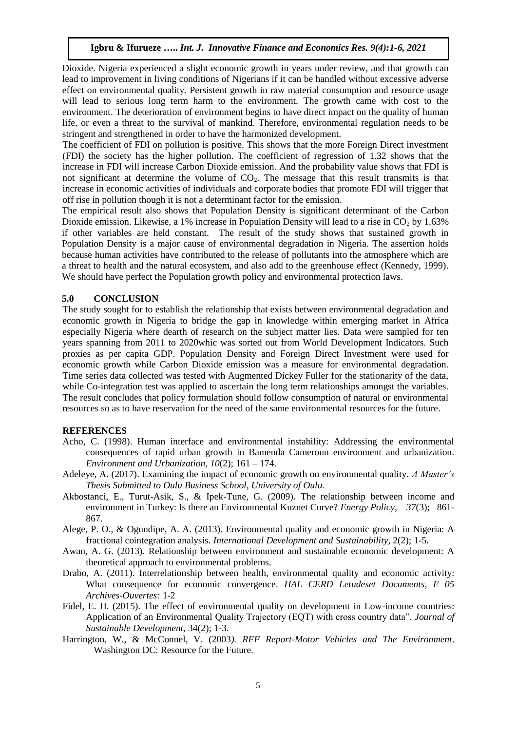Dioxide. Nigeria experienced a slight economic growth in years under review, and that growth can lead to improvement in living conditions of Nigerians if it can be handled without excessive adverse effect on environmental quality. Persistent growth in raw material consumption and resource usage will lead to serious long term harm to the environment. The growth came with cost to the environment. The deterioration of environment begins to have direct impact on the quality of human life, or even a threat to the survival of mankind. Therefore, environmental regulation needs to be stringent and strengthened in order to have the harmonized development.

The coefficient of FDI on pollution is positive. This shows that the more Foreign Direct investment (FDI) the society has the higher pollution. The coefficient of regression of 1.32 shows that the increase in FDI will increase Carbon Dioxide emission. And the probability value shows that FDI is not significant at determine the volume of $CO_2$. The message that this result transmits is that increase in economic activities of individuals and corporate bodies that promote FDI will trigger that off rise in pollution though it is not a determinant factor for the emission.

The empirical result also shows that Population Density is significant determinant of the Carbon Dioxide emission. Likewise, a 1% increase in Population Density will lead to a rise in $CO_2$ by 1.63% if other variables are held constant. The result of the study shows that sustained growth in Population Density is a major cause of environmental degradation in Nigeria. The assertion holds because human activities have contributed to the release of pollutants into the atmosphere which are a threat to health and the natural ecosystem, and also add to the greenhouse effect (Kennedy, 1999). We should have perfect the Population growth policy and environmental protection laws.

## 5.0 CONCLUSION

The study sought for to establish the relationship that exists between environmental degradation and economic growth in Nigeria to bridge the gap in knowledge within emerging market in Africa especially Nigeria where dearth of research on the subject matter lies. Data were sampled for ten years spanning from 2011 to 2020whic was sorted out from World Development Indicators. Such proxies as per capita GDP. Population Density and Foreign Direct Investment were used for economic growth while Carbon Dioxide emission was a measure for environmental degradation. Time series data collected was tested with Augmented Dickey Fuller for the stationarity of the data, while Co-integration test was applied to ascertain the long term relationships amongst the variables. The result concludes that policy formulation should follow consumption of natural or environmental resources so as to have reservation for the need of the same environmental resources for the future.

## REFERENCES

Acho, C. (1998). Human interface and environmental instability: Addressing the environmental consequences of rapid urban growth in Bamenda Cameroun environment and urbanization. *Environment and Urbanization, 10*(2); 161 – 174.

Adeleye, A. (2017). Examining the impact of economic growth on environmental quality. *A Master's Thesis Submitted to Oulu Business School, University of Oulu.*

Akbostanci, E., Turut-Asik, S., & Ipek-Tune, G. (2009). The relationship between income and environment in Turkey: Is there an Environmental Kuznet Curve? *Energy Policy, 37*(3); 861-867.

Alege, P. O., & Ogundipe, A. A. (2013). Environmental quality and economic growth in Nigeria: A fractional cointegration analysis. *International Development and Sustainability,* 2(2); 1-5.

Awan, A. G. (2013). Relationship between environment and sustainable economic development: A theoretical approach to environmental problems.

Drabo, A. (2011). Interrelationship between health, environmental quality and economic activity: What consequence for economic convergence. *HAL CERD Letudeset Documents, E 05 Archives-Ouvertes:* 1-2

Fidel, E. H. (2015). The effect of environmental quality on development in Low-income countries: Application of an Environmental Quality Trajectory (EQT) with cross country data". *Journal of Sustainable Development,* 34(2); 1-3.

Harrington, W., & McConnel, V. (2003*). RFF Report-Motor Vehicles and The Environment*. Washington DC: Resource for the Future.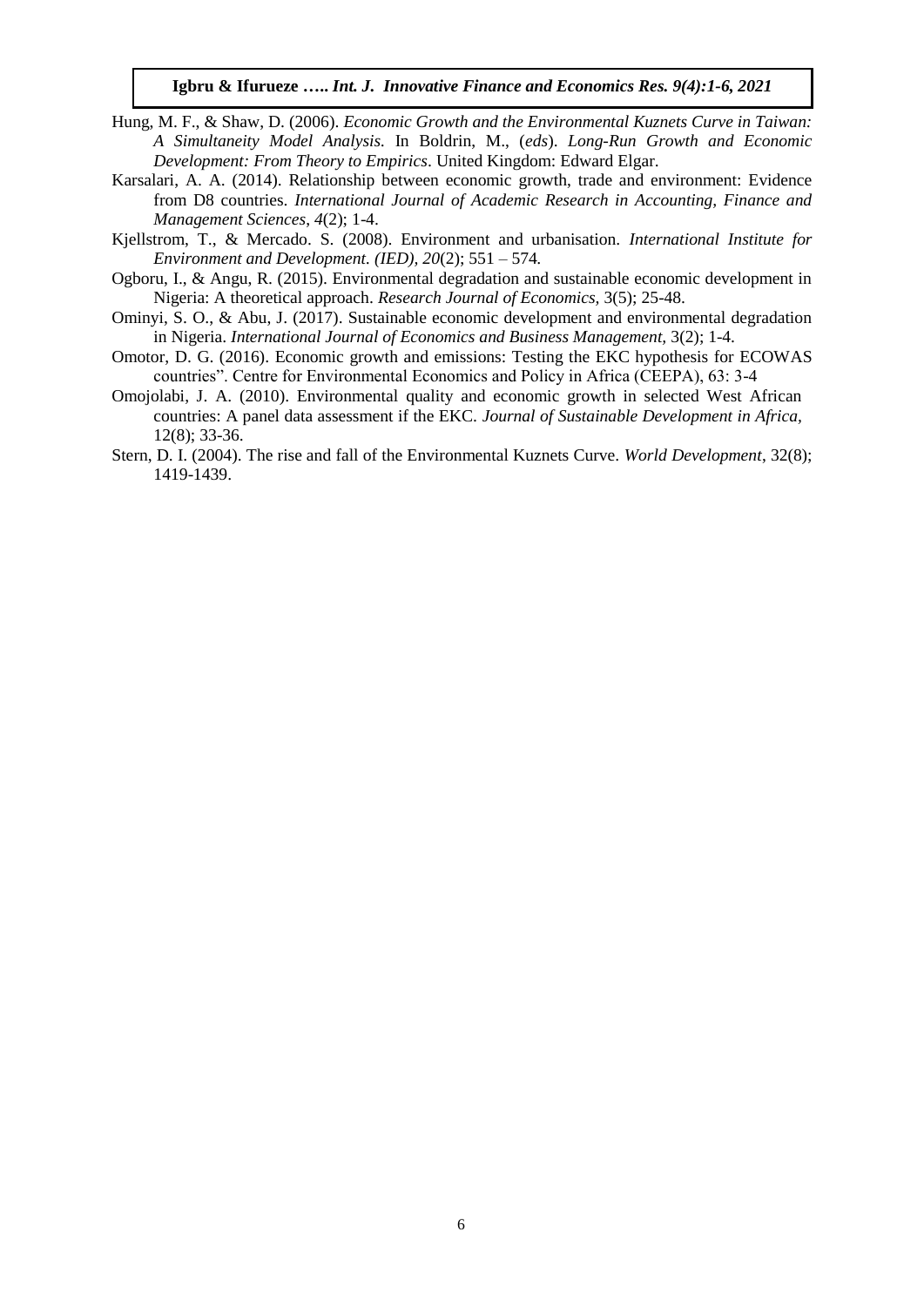Hung, M. F., & Shaw, D. (2006). *Economic Growth and the Environmental Kuznets Curve in Taiwan: A Simultaneity Model Analysis.* In Boldrin, M., (*eds*). *Long-Run Growth and Economic Development: From Theory to Empirics*. United Kingdom: Edward Elgar.

Karsalari, A. A. (2014). Relationship between economic growth, trade and environment: Evidence from D8 countries. *International Journal of Academic Research in Accounting, Finance and Management Sciences*, *4*(2); 1-4.

Kjellstrom, T., & Mercado. S. (2008). Environment and urbanisation. *International Institute for Environment and Development. (IED), 20*(2); 551 – 574.

Ogboru, I., & Angu, R. (2015). Environmental degradation and sustainable economic development in Nigeria: A theoretical approach. *Research Journal of Economics,* 3(5); 25-48.

Ominyi, S. O., & Abu, J. (2017). Sustainable economic development and environmental degradation in Nigeria. *International Journal of Economics and Business Management,* 3(2); 1-4.

Omotor, D. G. (2016). Economic growth and emissions: Testing the EKC hypothesis for ECOWAS countries". Centre for Environmental Economics and Policy in Africa (CEEPA), 63: 3-4

Omojolabi, J. A. (2010). Environmental quality and economic growth in selected West African countries: A panel data assessment if the EKC. *Journal of Sustainable Development in Africa,* 12(8); 33-36.

Stern, D. I. (2004). The rise and fall of the Environmental Kuznets Curve. *World Development*, 32(8); 1419-1439.